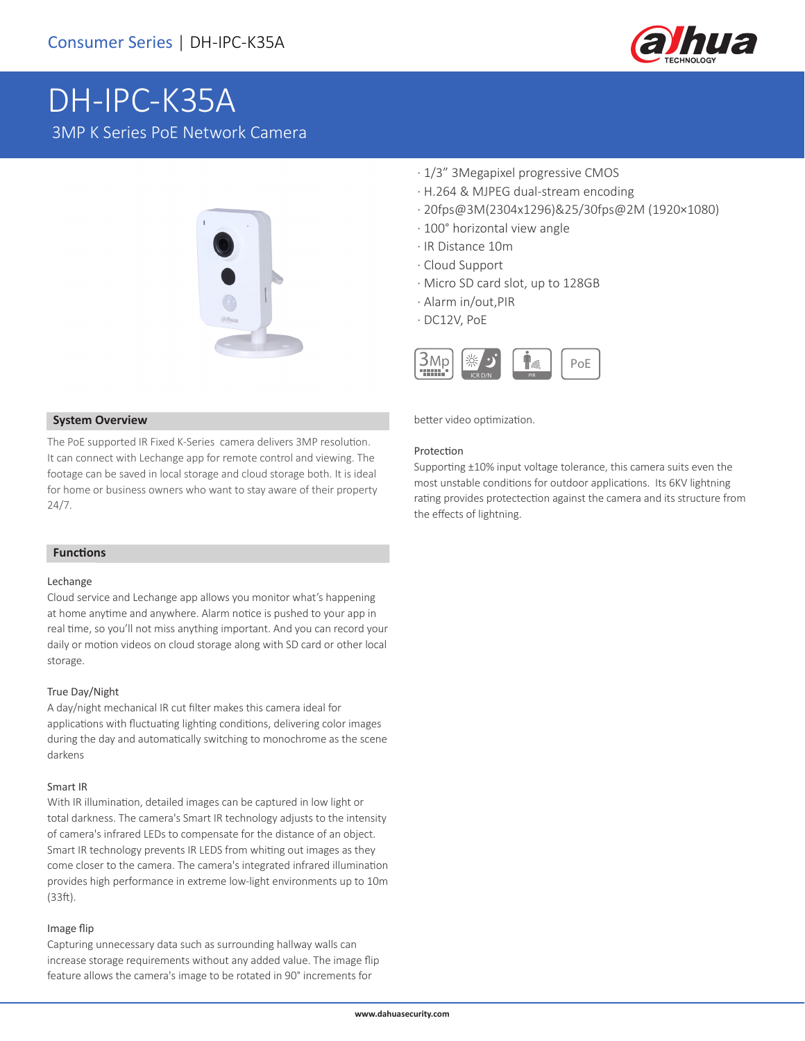Consumer Series | DH-IPC-K35A

# DH-IPC-K35A

3MP K Series PoE Network Camera

- 1/3" 3Megapixel progressive CMOS
- H.264 & MJPEG dual-stream encoding
- 20fps@3M(2304x1296)&25/30fps@2M (1920×1080)
- 100° horizontal view angle
- IR Distance 10m
- Cloud Support
- Micro SD card slot, up to 128GB
- Alarm in/out,PIR
- DC12V, PoE

## System Overview

The PoE supported IR Fixed K-Series camera delivers 3MP resolution. It can connect with Lechange app for remote control and viewing. The footage can be saved in local storage and cloud storage both. It is ideal for home or business owners who want to stay aware of their property 24/7.

## Functions

### Lechange

Cloud service and Lechange app allows you monitor what's happening at home anytime and anywhere. Alarm notice is pushed to your app in real time, so you'll not miss anything important. And you can record your daily or motion videos on cloud storage along with SD card or other local storage.

### True Day/Night

A day/night mechanical IR cut filter makes this camera ideal for applications with fluctuating lighting conditions, delivering color images during the day and automatically switching to monochrome as the scene darkens

### Smart IR

With IR illumination, detailed images can be captured in low light or total darkness. The camera's Smart IR technology adjusts to the intensity of camera's infrared LEDs to compensate for the distance of an object. Smart IR technology prevents IR LEDS from whiting out images as they come closer to the camera. The camera's integrated infrared illumination provides high performance in extreme low-light environments up to 10m (33ft).

### Image flip

Capturing unnecessary data such as surrounding hallway walls can increase storage requirements without any added value. The image flip feature allows the camera's image to be rotated in 90° increments for better video optimization.

### Protection

Supporting ±10% input voltage tolerance, this camera suits even the most unstable conditions for outdoor applications. Its 6KV lightning rating provides protectection against the camera and its structure from the effects of lightning.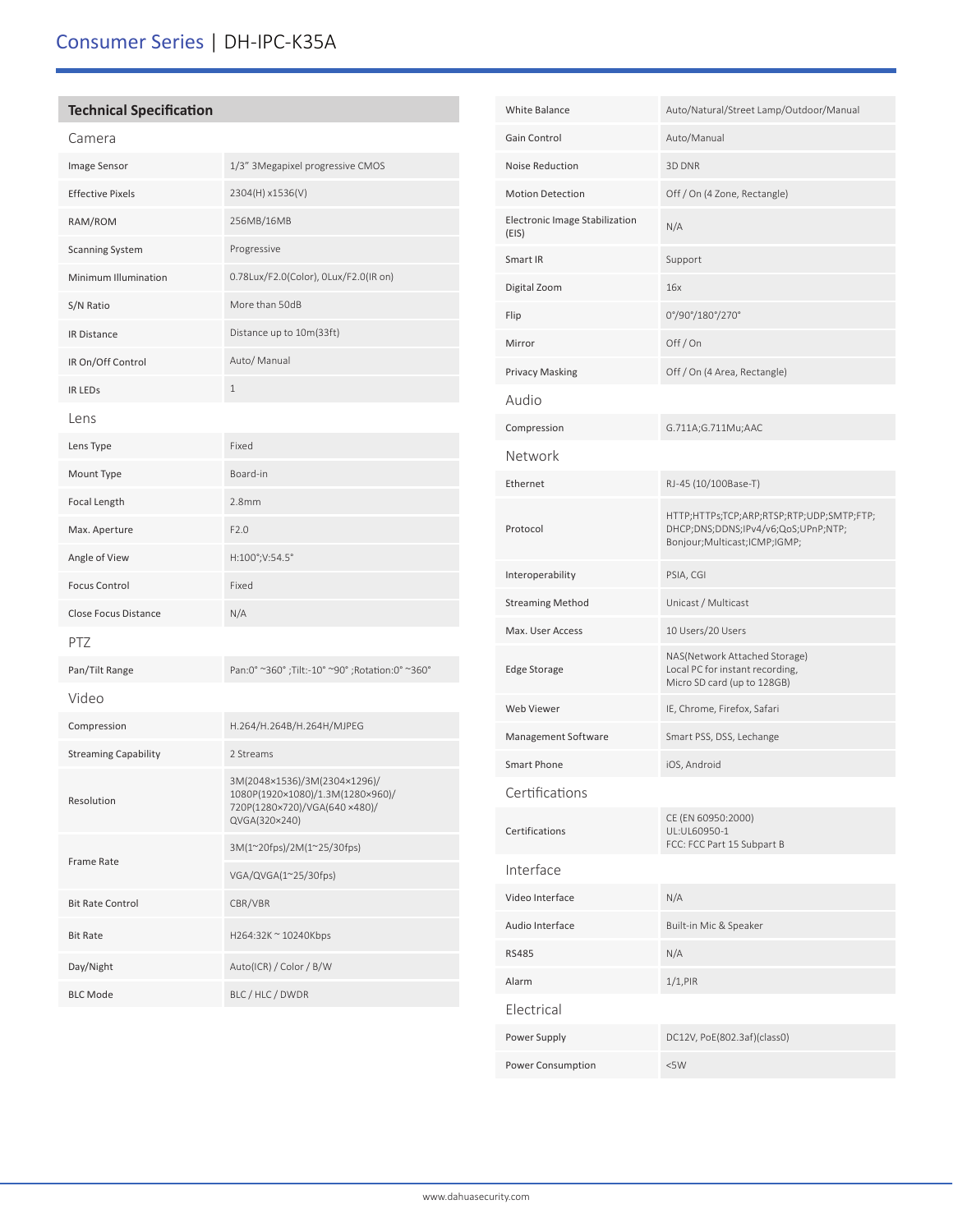# Consumer Series | DH-IPC-K35A

## Technical Specification

### Camera

| | |
|---|---|
| Image Sensor | 1/3” 3Megapixel progressive CMOS |
| Effective Pixels | 2304(H) x1536(V) |
| RAM/ROM | 256MB/16MB |
| Scanning System | Progressive |
| Minimum Illumination | 0.78Lux/F2.0(Color), 0Lux/F2.0(IR on) |
| S/N Ratio | More than 50dB |
| IR Distance | Distance up to 10m(33ft) |
| IR On/Off Control | Auto/ Manual |
| IR LEDs | 1 |

### Lens

| | |
|---|---|
| Lens Type | Fixed |
| Mount Type | Board-in |
| Focal Length | 2.8mm |
| Max. Aperture | F2.0 |
| Angle of View | H:100°;V:54.5° |
| Focus Control | Fixed |
| Close Focus Distance | N/A |

### PTZ

| | |
|---|---|
| Pan/Tilt Range | Pan:0° ~360° ;Tilt:-10° ~90° ;Rotation:0° ~360° |

### Video

| | |
|---|---|
| Compression | H.264/H.264B/H.264H/MJPEG |
| Streaming Capability | 2 Streams |
| Resolution | 3M(2048×1536)/3M(2304×1296)/ 1080P(1920×1080)/1.3M(1280×960)/ 720P(1280×720)/VGA(640 ×480)/ QVGA(320×240) |
| Frame Rate | 3M(1~20fps)/2M(1~25/30fps) |
| | VGA/QVGA(1~25/30fps) |
| Bit Rate Control | CBR/VBR |
| Bit Rate | H264:32K ~ 10240Kbps |
| Day/Night | Auto(ICR) / Color / B/W |
| BLC Mode | BLC / HLC / DWDR |
| White Balance | Auto/Natural/Street Lamp/Outdoor/Manual |
| Gain Control | Auto/Manual |
| Noise Reduction | 3D DNR |
| Motion Detection | Off / On (4 Zone, Rectangle) |
| Electronic Image Stabilization (EIS) | N/A |
| Smart IR | Support |
| Digital Zoom | 16x |
| Flip | 0°/90°/180°/270° |
| Mirror | Off / On |
| Privacy Masking | Off / On (4 Area, Rectangle) |

### Audio

| | |
|---|---|
| Compression | G.711A;G.711Mu;AAC |

### Network

| | |
|---|---|
| Ethernet | RJ-45 (10/100Base-T) |
| Protocol | HTTP;HTTPs;TCP;ARP;RTSP;RTP;UDP;SMTP;FTP; DHCP;DNS;DDNS;IPv4/v6;QoS;UPnP;NTP; Bonjour;Multicast;ICMP;IGMP; |
| Interoperability | PSIA, CGI |
| Streaming Method | Unicast / Multicast |
| Max. User Access | 10 Users/20 Users |
| Edge Storage | NAS(Network Attached Storage) Local PC for instant recording, Micro SD card (up to 128GB) |
| Web Viewer | IE, Chrome, Firefox, Safari |
| Management Software | Smart PSS, DSS, Lechange |
| Smart Phone | iOS, Android |

### Certifications

| | |
|---|---|
| Certifications | CE (EN 60950:2000) UL:UL60950-1 FCC: FCC Part 15 Subpart B |

### Interface

| | |
|---|---|
| Video Interface | N/A |
| Audio Interface | Built-in Mic & Speaker |
| RS485 | N/A |
| Alarm | 1/1,PIR |

### Electrical

| | |
|---|---|
| Power Supply | DC12V, PoE(802.3af)(class0) |
| Power Consumption | <5W |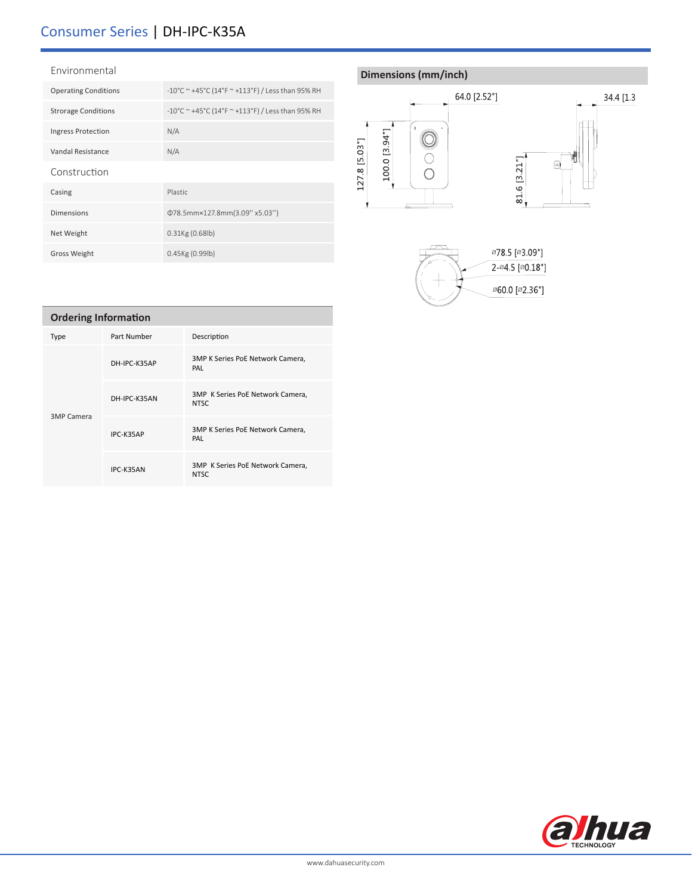## Environmental

| | |
|---|---|
| Operating Conditions | -10°C ~ +45°C (14°F ~ +113°F) / Less than 95% RH |
| Strorage Conditions | -10°C ~ +45°C (14°F ~ +113°F) / Less than 95% RH |
| Ingress Protection | N/A |
| Vandal Resistance | N/A |

## Construction

| | |
|---|---|
| Casing | Plastic |
| Dimensions | Φ78.5mm×127.8mm(3.09'' x5.03'') |
| Net Weight | 0.31Kg (0.68lb) |
| Gross Weight | 0.45Kg (0.99lb) |

## Dimensions (mm/inch)

64.0 [2.52"]
34.4 [1.3
127.8 [5.03"]
100.0 [3.94"]
81.6 [3.21"]
⌀78.5 [⌀3.09"]
2-⌀4.5 [⌀0.18"]
⌀60.0 [⌀2.36"]

## Ordering Information

| Type | Part Number | Description |
|---|---|---|
| 3MP Camera | DH-IPC-K35AP | 3MP K Series PoE Network Camera, PAL |
| | DH-IPC-K35AN | 3MP K Series PoE Network Camera, NTSC |
| | IPC-K35AP | 3MP K Series PoE Network Camera, PAL |
| | IPC-K35AN | 3MP K Series PoE Network Camera, NTSC |